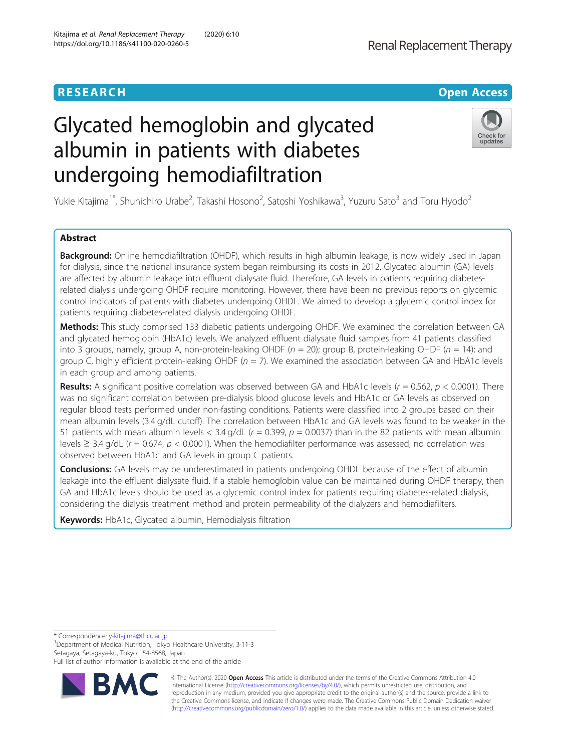RESEARCH

Open Access

# Glycated hemoglobin and glycated albumin in patients with diabetes undergoing hemodiafiltration

Yukie Kitajima[1*], Shunichiro Urabe[2], Takashi Hosono[2], Satoshi Yoshikawa[3], Yuzuru Sato[3] and Toru Hyodo[2]

## Abstract

**Background:** Online hemodiafiltration (OHDF), which results in high albumin leakage, is now widely used in Japan for dialysis, since the national insurance system began reimbursing its costs in 2012. Glycated albumin (GA) levels are affected by albumin leakage into effluent dialysate fluid. Therefore, GA levels in patients requiring diabetes-related dialysis undergoing OHDF require monitoring. However, there have been no previous reports on glycemic control indicators of patients with diabetes undergoing OHDF. We aimed to develop a glycemic control index for patients requiring diabetes-related dialysis undergoing OHDF.

**Methods:** This study comprised 133 diabetic patients undergoing OHDF. We examined the correlation between GA and glycated hemoglobin (HbA1c) levels. We analyzed effluent dialysate fluid samples from 41 patients classified into 3 groups, namely, group A, non-protein-leaking OHDF ($n$ = 20); group B, protein-leaking OHDF ($n$ = 14); and group C, highly efficient protein-leaking OHDF ($n$ = 7). We examined the association between GA and HbA1c levels in each group and among patients.

**Results:** A significant positive correlation was observed between GA and HbA1c levels ($r$ = 0.562, $p$ < 0.0001). There was no significant correlation between pre-dialysis blood glucose levels and HbA1c or GA levels as observed on regular blood tests performed under non-fasting conditions. Patients were classified into 2 groups based on their mean albumin levels (3.4 g/dL cutoff). The correlation between HbA1c and GA levels was found to be weaker in the 51 patients with mean albumin levels < 3.4 g/dL ($r$ = 0.399, $p$ = 0.0037) than in the 82 patients with mean albumin levels ≥ 3.4 g/dL ($r$ = 0.674, $p$ < 0.0001). When the hemodiafilter performance was assessed, no correlation was observed between HbA1c and GA levels in group C patients.

**Conclusions:** GA levels may be underestimated in patients undergoing OHDF because of the effect of albumin leakage into the effluent dialysate fluid. If a stable hemoglobin value can be maintained during OHDF therapy, then GA and HbA1c levels should be used as a glycemic control index for patients requiring diabetes-related dialysis, considering the dialysis treatment method and protein permeability of the dialyzers and hemodiafilters.

**Keywords:** HbA1c, Glycated albumin, Hemodialysis filtration

---

* Correspondence: y-kitajima@thcu.ac.jp
[1]Department of Medical Nutrition, Tokyo Healthcare University, 3-11-3 Setagaya, Setagaya-ku, Tokyo 154-8568, Japan
Full list of author information is available at the end of the article

© The Author(s). 2020 **Open Access** This article is distributed under the terms of the Creative Commons Attribution 4.0 International License (http://creativecommons.org/licenses/by/4.0/), which permits unrestricted use, distribution, and reproduction in any medium, provided you give appropriate credit to the original author(s) and the source, provide a link to the Creative Commons license, and indicate if changes were made. The Creative Commons Public Domain Dedication waiver (http://creativecommons.org/publicdomain/zero/1.0/) applies to the data made available in this article, unless otherwise stated.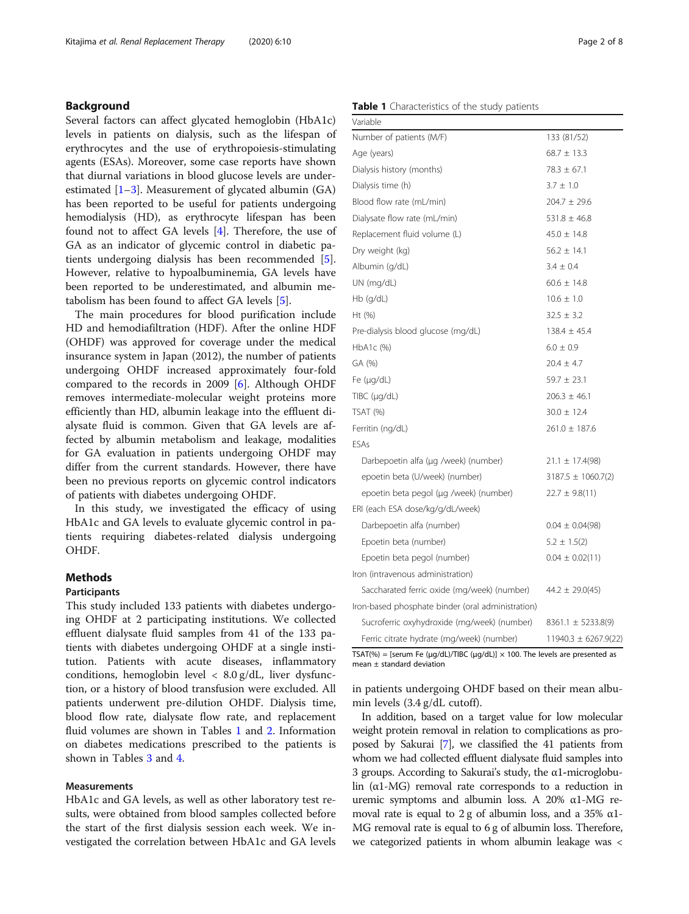## Background

Several factors can affect glycated hemoglobin (HbA1c) levels in patients on dialysis, such as the lifespan of erythrocytes and the use of erythropoiesis-stimulating agents (ESAs). Moreover, some case reports have shown that diurnal variations in blood glucose levels are underestimated [1–3]. Measurement of glycated albumin (GA) has been reported to be useful for patients undergoing hemodialysis (HD), as erythrocyte lifespan has been found not to affect GA levels [4]. Therefore, the use of GA as an indicator of glycemic control in diabetic patients undergoing dialysis has been recommended [5]. However, relative to hypoalbuminemia, GA levels have been reported to be underestimated, and albumin metabolism has been found to affect GA levels [5].

The main procedures for blood purification include HD and hemodiafiltration (HDF). After the online HDF (OHDF) was approved for coverage under the medical insurance system in Japan (2012), the number of patients undergoing OHDF increased approximately four-fold compared to the records in 2009 [6]. Although OHDF removes intermediate-molecular weight proteins more efficiently than HD, albumin leakage into the effluent dialysate fluid is common. Given that GA levels are affected by albumin metabolism and leakage, modalities for GA evaluation in patients undergoing OHDF may differ from the current standards. However, there have been no previous reports on glycemic control indicators of patients with diabetes undergoing OHDF.

In this study, we investigated the efficacy of using HbA1c and GA levels to evaluate glycemic control in patients requiring diabetes-related dialysis undergoing OHDF.

## Methods

### Participants

This study included 133 patients with diabetes undergoing OHDF at 2 participating institutions. We collected effluent dialysate fluid samples from 41 of the 133 patients with diabetes undergoing OHDF at a single institution. Patients with acute diseases, inflammatory conditions, hemoglobin level < 8.0 g/dL, liver dysfunction, or a history of blood transfusion were excluded. All patients underwent pre-dilution OHDF. Dialysis time, blood flow rate, dialysate flow rate, and replacement fluid volumes are shown in Tables 1 and 2. Information on diabetes medications prescribed to the patients is shown in Tables 3 and 4.

### Measurements

HbA1c and GA levels, as well as other laboratory test results, were obtained from blood samples collected before the start of the first dialysis session each week. We investigated the correlation between HbA1c and GA levels in patients undergoing OHDF based on their mean albumin levels (3.4 g/dL cutoff).

In addition, based on a target value for low molecular weight protein removal in relation to complications as proposed by Sakurai [7], we classified the 41 patients from whom we had collected effluent dialysate fluid samples into 3 groups. According to Sakurai's study, the α1-microglobulin (α1-MG) removal rate corresponds to a reduction in uremic symptoms and albumin loss. A 20% α1-MG removal rate is equal to 2 g of albumin loss, and a 35% α1-MG removal rate is equal to 6 g of albumin loss. Therefore, we categorized patients in whom albumin leakage was <

**Table 1** Characteristics of the study patients

| Variable | |
|---|---|
| Number of patients (M/F) | 133 (81/52) |
| Age (years) | 68.7 ± 13.3 |
| Dialysis history (months) | 78.3 ± 67.1 |
| Dialysis time (h) | 3.7 ± 1.0 |
| Blood flow rate (mL/min) | 204.7 ± 29.6 |
| Dialysate flow rate (mL/min) | 531.8 ± 46.8 |
| Replacement fluid volume (L) | 45.0 ± 14.8 |
| Dry weight (kg) | 56.2 ± 14.1 |
| Albumin (g/dL) | 3.4 ± 0.4 |
| UN (mg/dL) | 60.6 ± 14.8 |
| Hb (g/dL) | 10.6 ± 1.0 |
| Ht (%) | 32.5 ± 3.2 |
| Pre-dialysis blood glucose (mg/dL) | 138.4 ± 45.4 |
| HbA1c (%) | 6.0 ± 0.9 |
| GA (%) | 20.4 ± 4.7 |
| Fe (μg/dL) | 59.7 ± 23.1 |
| TIBC (μg/dL) | 206.3 ± 46.1 |
| TSAT (%) | 30.0 ± 12.4 |
| Ferritin (ng/dL) | 261.0 ± 187.6 |
| ESAs | |
| Darbepoetin alfa (μg /week) (number) | 21.1 ± 17.4(98) |
| epoetin beta (U/week) (number) | 3187.5 ± 1060.7(2) |
| epoetin beta pegol (μg /week) (number) | 22.7 ± 9.8(11) |
| ERI (each ESA dose/kg/g/dL/week) | |
| Darbepoetin alfa (number) | 0.04 ± 0.04(98) |
| Epoetin beta (number) | 5.2 ± 1.5(2) |
| Epoetin beta pegol (number) | 0.04 ± 0.02(11) |
| Iron (intravenous administration) | |
| Saccharated ferric oxide (mg/week) (number) | 44.2 ± 29.0(45) |
| Iron-based phosphate binder (oral administration) | |
| Sucroferric oxyhydroxide (mg/week) (number) | 8361.1 ± 5233.8(9) |
| Ferric citrate hydrate (mg/week) (number) | 11940.3 ± 6267.9(22) |

TSAT(%) = [serum Fe (μg/dL)/TIBC (μg/dL)] × 100. The levels are presented as mean ± standard deviation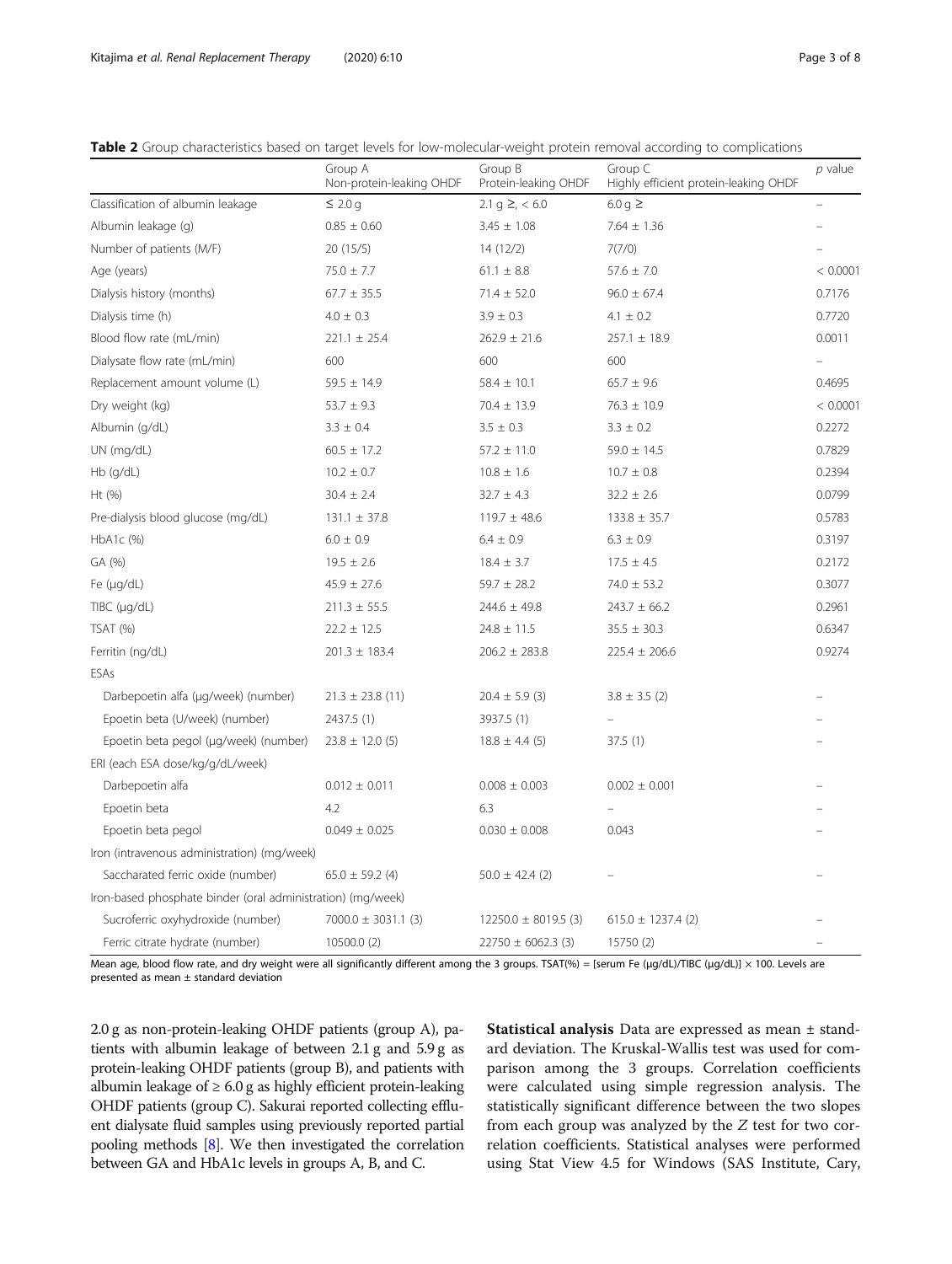**Table 2** Group characteristics based on target levels for low-molecular-weight protein removal according to complications

| | Group A Non-protein-leaking OHDF | Group B Protein-leaking OHDF | Group C Highly efficient protein-leaking OHDF | p value |
|---|---|---|---|---|
| Classification of albumin leakage | ≤ 2.0 g | 2.1 g ≥, < 6.0 | 6.0 g ≥ | – |
| Albumin leakage (g) | 0.85 ± 0.60 | 3.45 ± 1.08 | 7.64 ± 1.36 | – |
| Number of patients (M/F) | 20 (15/5) | 14 (12/2) | 7(7/0) | – |
| Age (years) | 75.0 ± 7.7 | 61.1 ± 8.8 | 57.6 ± 7.0 | < 0.0001 |
| Dialysis history (months) | 67.7 ± 35.5 | 71.4 ± 52.0 | 96.0 ± 67.4 | 0.7176 |
| Dialysis time (h) | 4.0 ± 0.3 | 3.9 ± 0.3 | 4.1 ± 0.2 | 0.7720 |
| Blood flow rate (mL/min) | 221.1 ± 25.4 | 262.9 ± 21.6 | 257.1 ± 18.9 | 0.0011 |
| Dialysate flow rate (mL/min) | 600 | 600 | 600 | – |
| Replacement amount volume (L) | 59.5 ± 14.9 | 58.4 ± 10.1 | 65.7 ± 9.6 | 0.4695 |
| Dry weight (kg) | 53.7 ± 9.3 | 70.4 ± 13.9 | 76.3 ± 10.9 | < 0.0001 |
| Albumin (g/dL) | 3.3 ± 0.4 | 3.5 ± 0.3 | 3.3 ± 0.2 | 0.2272 |
| UN (mg/dL) | 60.5 ± 17.2 | 57.2 ± 11.0 | 59.0 ± 14.5 | 0.7829 |
| Hb (g/dL) | 10.2 ± 0.7 | 10.8 ± 1.6 | 10.7 ± 0.8 | 0.2394 |
| Ht (%) | 30.4 ± 2.4 | 32.7 ± 4.3 | 32.2 ± 2.6 | 0.0799 |
| Pre-dialysis blood glucose (mg/dL) | 131.1 ± 37.8 | 119.7 ± 48.6 | 133.8 ± 35.7 | 0.5783 |
| HbA1c (%) | 6.0 ± 0.9 | 6.4 ± 0.9 | 6.3 ± 0.9 | 0.3197 |
| GA (%) | 19.5 ± 2.6 | 18.4 ± 3.7 | 17.5 ± 4.5 | 0.2172 |
| Fe (μg/dL) | 45.9 ± 27.6 | 59.7 ± 28.2 | 74.0 ± 53.2 | 0.3077 |
| TIBC (μg/dL) | 211.3 ± 55.5 | 244.6 ± 49.8 | 243.7 ± 66.2 | 0.2961 |
| TSAT (%) | 22.2 ± 12.5 | 24.8 ± 11.5 | 35.5 ± 30.3 | 0.6347 |
| Ferritin (ng/dL) | 201.3 ± 183.4 | 206.2 ± 283.8 | 225.4 ± 206.6 | 0.9274 |
| ESAs | | | | |
| Darbepoetin alfa (μg/week) (number) | 21.3 ± 23.8 (11) | 20.4 ± 5.9 (3) | 3.8 ± 3.5 (2) | – |
| Epoetin beta (U/week) (number) | 2437.5 (1) | 3937.5 (1) | – | – |
| Epoetin beta pegol (μg/week) (number) | 23.8 ± 12.0 (5) | 18.8 ± 4.4 (5) | 37.5 (1) | – |
| ERI (each ESA dose/kg/g/dL/week) | | | | |
| Darbepoetin alfa | 0.012 ± 0.011 | 0.008 ± 0.003 | 0.002 ± 0.001 | – |
| Epoetin beta | 4.2 | 6.3 | – | – |
| Epoetin beta pegol | 0.049 ± 0.025 | 0.030 ± 0.008 | 0.043 | – |
| Iron (intravenous administration) (mg/week) | | | | |
| Saccharated ferric oxide (number) | 65.0 ± 59.2 (4) | 50.0 ± 42.4 (2) | – | – |
| Iron-based phosphate binder (oral administration) (mg/week) | | | | |
| Sucroferric oxyhydroxide (number) | 7000.0 ± 3031.1 (3) | 12250.0 ± 8019.5 (3) | 615.0 ± 1237.4 (2) | – |
| Ferric citrate hydrate (number) | 10500.0 (2) | 22750 ± 6062.3 (3) | 15750 (2) | – |

Mean age, blood flow rate, and dry weight were all significantly different among the 3 groups. TSAT(%) = [serum Fe (μg/dL)/TIBC (μg/dL)] × 100. Levels are presented as mean ± standard deviation

2.0 g as non-protein-leaking OHDF patients (group A), patients with albumin leakage of between 2.1 g and 5.9 g as protein-leaking OHDF patients (group B), and patients with albumin leakage of ≥ 6.0 g as highly efficient protein-leaking OHDF patients (group C). Sakurai reported collecting effluent dialysate fluid samples using previously reported partial pooling methods [8]. We then investigated the correlation between GA and HbA1c levels in groups A, B, and C.

**Statistical analysis** Data are expressed as mean ± standard deviation. The Kruskal-Wallis test was used for comparison among the 3 groups. Correlation coefficients were calculated using simple regression analysis. The statistically significant difference between the two slopes from each group was analyzed by the $Z$ test for two correlation coefficients. Statistical analyses were performed using Stat View 4.5 for Windows (SAS Institute, Cary,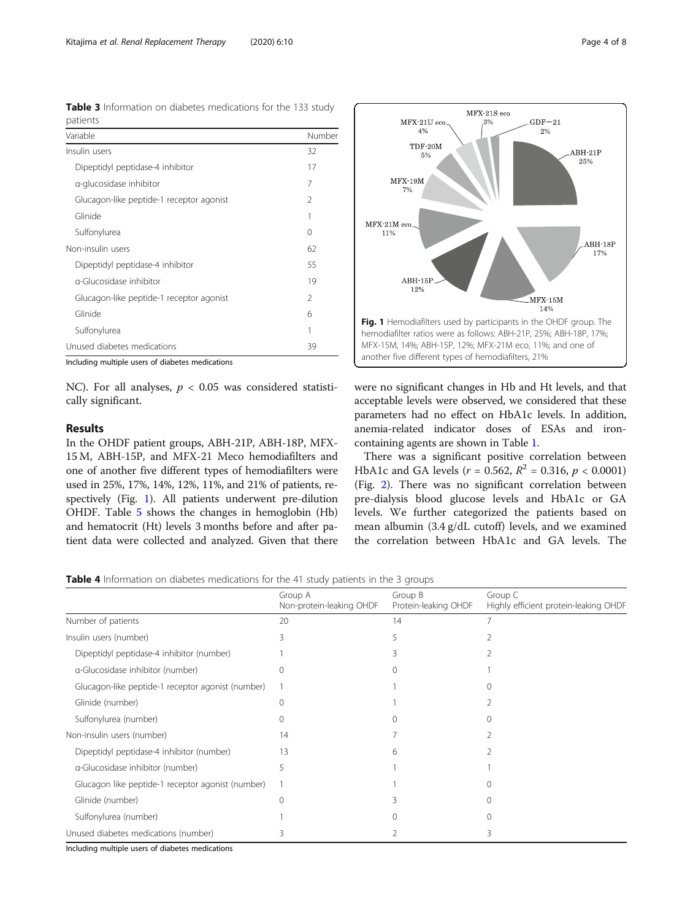**Table 3** Information on diabetes medications for the 133 study patients

| Variable | Number |
| --- | --- |
| Insulin users | 32 |
| Dipeptidyl peptidase-4 inhibitor | 17 |
| α-glucosidase inhibitor | 7 |
| Glucagon-like peptide-1 receptor agonist | 2 |
| Glinide | 1 |
| Sulfonylurea | 0 |
| Non-insulin users | 62 |
| Dipeptidyl peptidase-4 inhibitor | 55 |
| α-Glucosidase inhibitor | 19 |
| Glucagon-like peptide-1 receptor agonist | 2 |
| Glinide | 6 |
| Sulfonylurea | 1 |
| Unused diabetes medications | 39 |

Including multiple users of diabetes medications

NC). For all analyses, $p < 0.05$ was considered statistically significant.

## Results

In the OHDF patient groups, ABH-21P, ABH-18P, MFX-15 M, ABH-15P, and MFX-21 Meco hemodiafilters and one of another five different types of hemodiafilters were used in 25%, 17%, 14%, 12%, 11%, and 21% of patients, respectively (Fig. 1). All patients underwent pre-dilution OHDF. Table 5 shows the changes in hemoglobin (Hb) and hematocrit (Ht) levels 3 months before and after patient data were collected and analyzed. Given that there were no significant changes in Hb and Ht levels, and that acceptable levels were observed, we considered that these parameters had no effect on HbA1c levels. In addition, anemia-related indicator doses of ESAs and iron-containing agents are shown in Table 1.

**Fig. 1** Hemodiafilters used by participants in the OHDF group. The hemodiafilter ratios were as follows: ABH-21P, 25%; ABH-18P, 17%; MFX-15M, 14%; ABH-15P, 12%; MFX-21M eco, 11%; and one of another five different types of hemodiafilters, 21%

There was a significant positive correlation between HbA1c and GA levels ($r = 0.562$, $R^2 = 0.316$, $p < 0.0001$) (Fig. 2). There was no significant correlation between pre-dialysis blood glucose levels and HbA1c or GA levels. We further categorized the patients based on mean albumin (3.4 g/dL cutoff) levels, and we examined the correlation between HbA1c and GA levels. The

**Table 4** Information on diabetes medications for the 41 study patients in the 3 groups

| | Group A Non-protein-leaking OHDF | Group B Protein-leaking OHDF | Group C Highly efficient protein-leaking OHDF |
| --- | --- | --- | --- |
| Number of patients | 20 | 14 | 7 |
| Insulin users (number) | 3 | 5 | 2 |
| Dipeptidyl peptidase-4 inhibitor (number) | 1 | 3 | 2 |
| α-Glucosidase inhibitor (number) | 0 | 0 | 1 |
| Glucagon-like peptide-1 receptor agonist (number) | 1 | 1 | 0 |
| Glinide (number) | 0 | 1 | 2 |
| Sulfonylurea (number) | 0 | 0 | 0 |
| Non-insulin users (number) | 14 | 7 | 2 |
| Dipeptidyl peptidase-4 inhibitor (number) | 13 | 6 | 2 |
| α-Glucosidase inhibitor (number) | 5 | 1 | 1 |
| Glucagon like peptide-1 receptor agonist (number) | 1 | 1 | 0 |
| Glinide (number) | 0 | 3 | 0 |
| Sulfonylurea (number) | 1 | 0 | 0 |
| Unused diabetes medications (number) | 3 | 2 | 3 |

Including multiple users of diabetes medications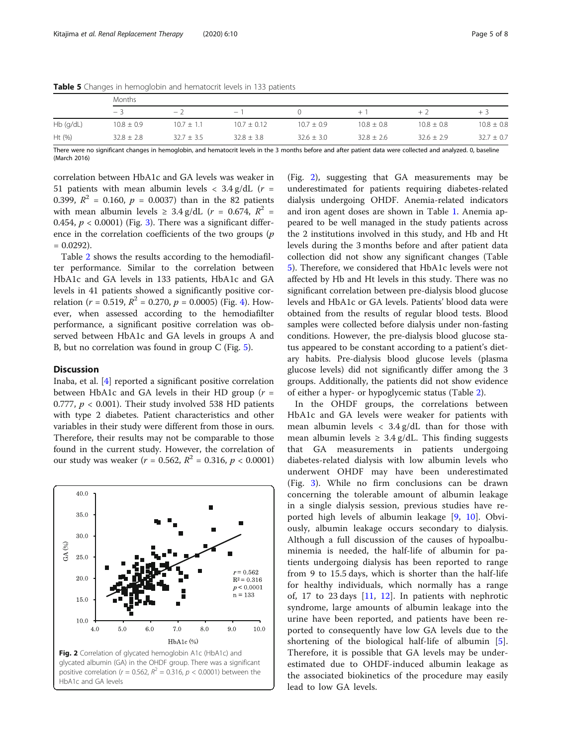**Table 5** Changes in hemoglobin and hematocrit levels in 133 patients

| | Months | | | | | | |
|---|---|---|---|---|---|---|---|
| | − 3 | − 2 | − 1 | 0 | + 1 | + 2 | + 3 |
| Hb (g/dL) | 10.8 ± 0.9 | 10.7 ± 1.1 | 10.7 ± 0.12 | 10.7 ± 0.9 | 10.8 ± 0.8 | 10.8 ± 0.8 | 10.8 ± 0.8 |
| Ht (%) | 32.8 ± 2.8 | 32.7 ± 3.5 | 32.8 ± 3.8 | 32.6 ± 3.0 | 32.8 ± 2.6 | 32.6 ± 2.9 | 32.7 ± 0.7 |

There were no significant changes in hemoglobin, and hematocrit levels in the 3 months before and after patient data were collected and analyzed. 0, baseline (March 2016)

correlation between HbA1c and GA levels was weaker in 51 patients with mean albumin levels < 3.4 g/dL ($r$ = 0.399, $R^2$ = 0.160, $p$ = 0.0037) than in the 82 patients with mean albumin levels ≥ 3.4 g/dL ($r$ = 0.674, $R^2$ = 0.454, $p$ < 0.0001) (Fig. 3). There was a significant difference in the correlation coefficients of the two groups ($p$ = 0.0292).

Table 2 shows the results according to the hemodiafilter performance. Similar to the correlation between HbA1c and GA levels in 133 patients, HbA1c and GA levels in 41 patients showed a significantly positive correlation ($r$ = 0.519, $R^2$ = 0.270, $p$ = 0.0005) (Fig. 4). However, when assessed according to the hemodiafilter performance, a significant positive correlation was observed between HbA1c and GA levels in groups A and B, but no correlation was found in group C (Fig. 5).

## Discussion

Inaba, et al. [4] reported a significant positive correlation between HbA1c and GA levels in their HD group ($r$ = 0.777, $p$ < 0.001). Their study involved 538 HD patients with type 2 diabetes. Patient characteristics and other variables in their study were different from those in ours. Therefore, their results may not be comparable to those found in the current study. However, the correlation of our study was weaker ($r$ = 0.562, $R^2$ = 0.316, $p$ < 0.0001) (Fig. 2), suggesting that GA measurements may be underestimated for patients requiring diabetes-related dialysis undergoing OHDF. Anemia-related indicators and iron agent doses are shown in Table 1. Anemia appeared to be well managed in the study patients across the 2 institutions involved in this study, and Hb and Ht levels during the 3 months before and after patient data collection did not show any significant changes (Table 5). Therefore, we considered that HbA1c levels were not affected by Hb and Ht levels in this study. There was no significant correlation between pre-dialysis blood glucose levels and HbA1c or GA levels. Patients' blood data were obtained from the results of regular blood tests. Blood samples were collected before dialysis under non-fasting conditions. However, the pre-dialysis blood glucose status appeared to be constant according to a patient's dietary habits. Pre-dialysis blood glucose levels (plasma glucose levels) did not significantly differ among the 3 groups. Additionally, the patients did not show evidence of either a hyper- or hypoglycemic status (Table 2).

Fig. 2 Correlation of glycated hemoglobin A1c (HbA1c) and glycated albumin (GA) in the OHDF group. There was a significant positive correlation ($r$ = 0.562, $R^2$ = 0.316, $p$ < 0.0001) between the HbA1c and GA levels

In the OHDF groups, the correlations between HbA1c and GA levels were weaker for patients with mean albumin levels < 3.4 g/dL than for those with mean albumin levels ≥ 3.4 g/dL. This finding suggests that GA measurements in patients undergoing diabetes-related dialysis with low albumin levels who underwent OHDF may have been underestimated (Fig. 3). While no firm conclusions can be drawn concerning the tolerable amount of albumin leakage in a single dialysis session, previous studies have reported high levels of albumin leakage [9, 10]. Obviously, albumin leakage occurs secondary to dialysis. Although a full discussion of the causes of hypoalbuminemia is needed, the half-life of albumin for patients undergoing dialysis has been reported to range from 9 to 15.5 days, which is shorter than the half-life for healthy individuals, which normally has a range of, 17 to 23 days [11, 12]. In patients with nephrotic syndrome, large amounts of albumin leakage into the urine have been reported, and patients have been reported to consequently have low GA levels due to the shortening of the biological half-life of albumin [5]. Therefore, it is possible that GA levels may be underestimated due to OHDF-induced albumin leakage as the associated biokinetics of the procedure may easily lead to low GA levels.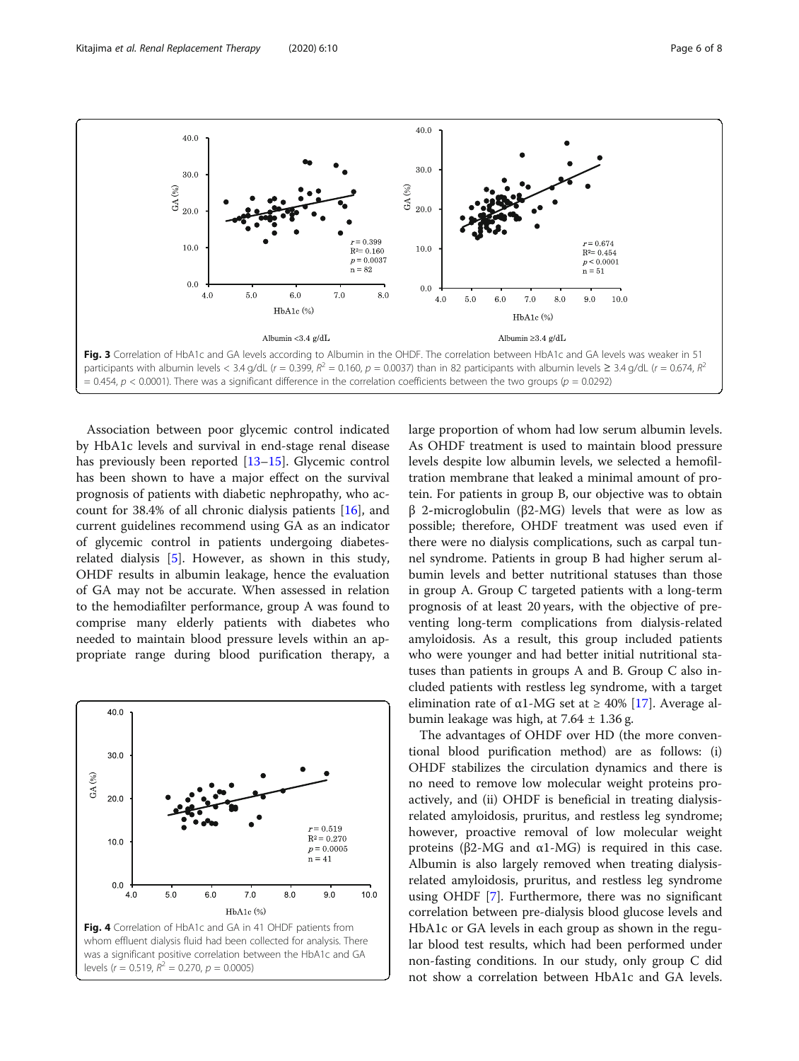**Fig. 3** Correlation of HbA1c and GA levels according to Albumin in the OHDF. The correlation between HbA1c and GA levels was weaker in 51 participants with albumin levels < 3.4 g/dL ($r = 0.399$, $R^2 = 0.160$, $p = 0.0037$) than in 82 participants with albumin levels ≥ 3.4 g/dL ($r = 0.674$, $R^2 = 0.454$, $p < 0.0001$). There was a significant difference in the correlation coefficients between the two groups ($p = 0.0292$)

Association between poor glycemic control indicated by HbA1c levels and survival in end-stage renal disease has previously been reported [13–15]. Glycemic control has been shown to have a major effect on the survival prognosis of patients with diabetic nephropathy, who account for 38.4% of all chronic dialysis patients [16], and current guidelines recommend using GA as an indicator of glycemic control in patients undergoing diabetes-related dialysis [5]. However, as shown in this study, OHDF results in albumin leakage, hence the evaluation of GA may not be accurate. When assessed in relation to the hemodiafilter performance, group A was found to comprise many elderly patients with diabetes who needed to maintain blood pressure levels within an appropriate range during blood purification therapy, a large proportion of whom had low serum albumin levels. As OHDF treatment is used to maintain blood pressure levels despite low albumin levels, we selected a hemofiltration membrane that leaked a minimal amount of protein. For patients in group B, our objective was to obtain β 2-microglobulin (β2-MG) levels that were as low as possible; therefore, OHDF treatment was used even if there were no dialysis complications, such as carpal tunnel syndrome. Patients in group B had higher serum albumin levels and better nutritional statuses than those in group A. Group C targeted patients with a long-term prognosis of at least 20 years, with the objective of preventing long-term complications from dialysis-related amyloidosis. As a result, this group included patients who were younger and had better initial nutritional statuses than patients in groups A and B. Group C also included patients with restless leg syndrome, with a target elimination rate of α1-MG set at ≥ 40% [17]. Average albumin leakage was high, at 7.64 ± 1.36 g.

**Fig. 4** Correlation of HbA1c and GA in 41 OHDF patients from whom effluent dialysis fluid had been collected for analysis. There was a significant positive correlation between the HbA1c and GA levels ($r = 0.519$, $R^2 = 0.270$, $p = 0.0005$)

The advantages of OHDF over HD (the more conventional blood purification method) are as follows: (i) OHDF stabilizes the circulation dynamics and there is no need to remove low molecular weight proteins proactively, and (ii) OHDF is beneficial in treating dialysis-related amyloidosis, pruritus, and restless leg syndrome; however, proactive removal of low molecular weight proteins (β2-MG and α1-MG) is required in this case. Albumin is also largely removed when treating dialysis-related amyloidosis, pruritus, and restless leg syndrome using OHDF [7]. Furthermore, there was no significant correlation between pre-dialysis blood glucose levels and HbA1c or GA levels in each group as shown in the regular blood test results, which had been performed under non-fasting conditions. In our study, only group C did not show a correlation between HbA1c and GA levels.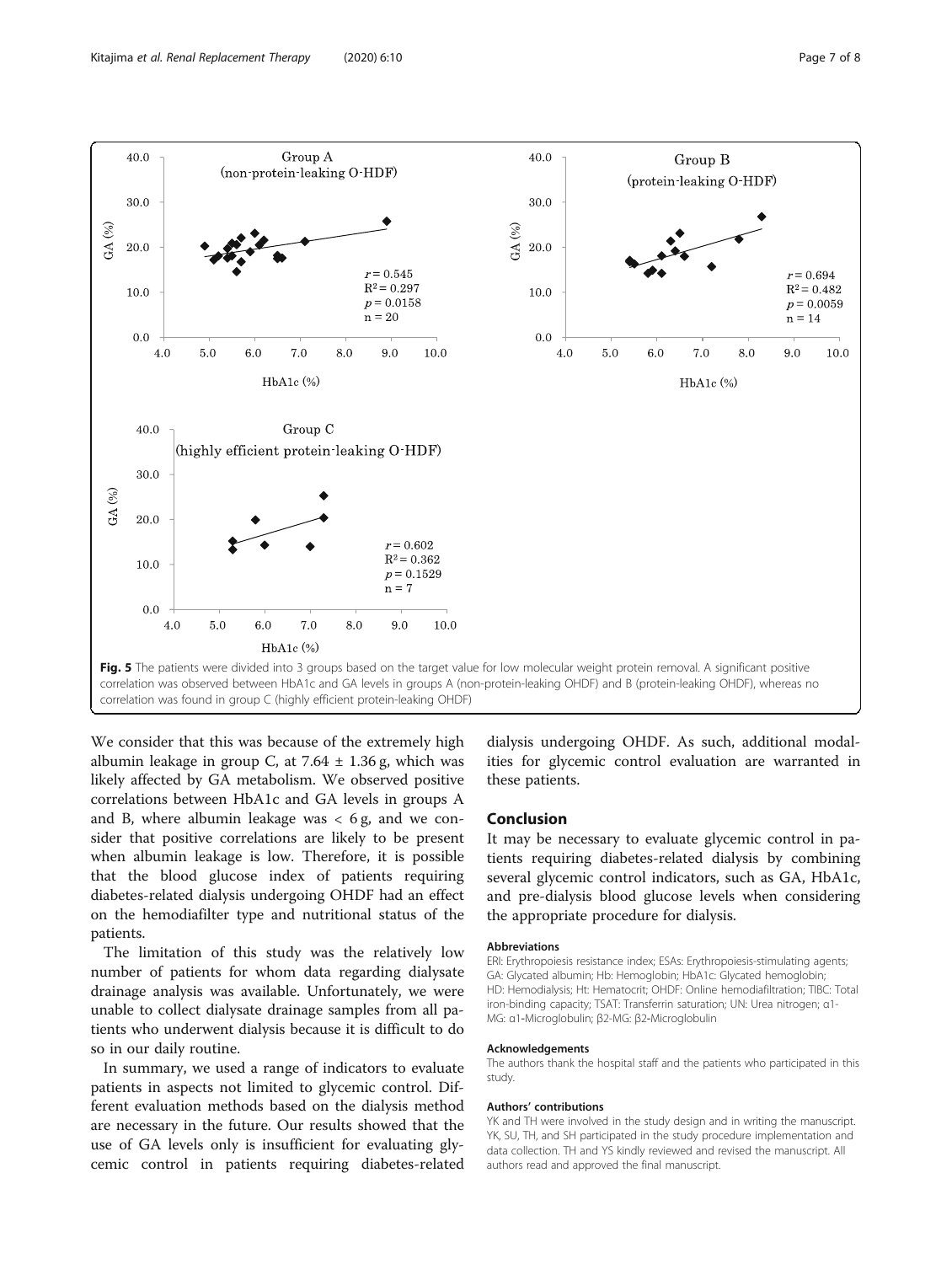**Fig. 5** The patients were divided into 3 groups based on the target value for low molecular weight protein removal. A significant positive correlation was observed between HbA1c and GA levels in groups A (non-protein-leaking OHDF) and B (protein-leaking OHDF), whereas no correlation was found in group C (highly efficient protein-leaking OHDF)

We consider that this was because of the extremely high albumin leakage in group C, at 7.64 ± 1.36 g, which was likely affected by GA metabolism. We observed positive correlations between HbA1c and GA levels in groups A and B, where albumin leakage was < 6 g, and we consider that positive correlations are likely to be present when albumin leakage is low. Therefore, it is possible that the blood glucose index of patients requiring diabetes-related dialysis undergoing OHDF had an effect on the hemodiafilter type and nutritional status of the patients.

The limitation of this study was the relatively low number of patients for whom data regarding dialysate drainage analysis was available. Unfortunately, we were unable to collect dialysate drainage samples from all patients who underwent dialysis because it is difficult to do so in our daily routine.

In summary, we used a range of indicators to evaluate patients in aspects not limited to glycemic control. Different evaluation methods based on the dialysis method are necessary in the future. Our results showed that the use of GA levels only is insufficient for evaluating glycemic control in patients requiring diabetes-related dialysis undergoing OHDF. As such, additional modalities for glycemic control evaluation are warranted in these patients.

## Conclusion

It may be necessary to evaluate glycemic control in patients requiring diabetes-related dialysis by combining several glycemic control indicators, such as GA, HbA1c, and pre-dialysis blood glucose levels when considering the appropriate procedure for dialysis.

#### Abbreviations

ERI: Erythropoiesis resistance index; ESAs: Erythropoiesis-stimulating agents; GA: Glycated albumin; Hb: Hemoglobin; HbA1c: Glycated hemoglobin; HD: Hemodialysis; Ht: Hematocrit; OHDF: Online hemodiafiltration; TIBC: Total iron-binding capacity; TSAT: Transferrin saturation; UN: Urea nitrogen; α1-MG: α1-Microglobulin; β2-MG: β2-Microglobulin

#### Acknowledgements

The authors thank the hospital staff and the patients who participated in this study.

#### Authors' contributions

YK and TH were involved in the study design and in writing the manuscript. YK, SU, TH, and SH participated in the study procedure implementation and data collection. TH and YS kindly reviewed and revised the manuscript. All authors read and approved the final manuscript.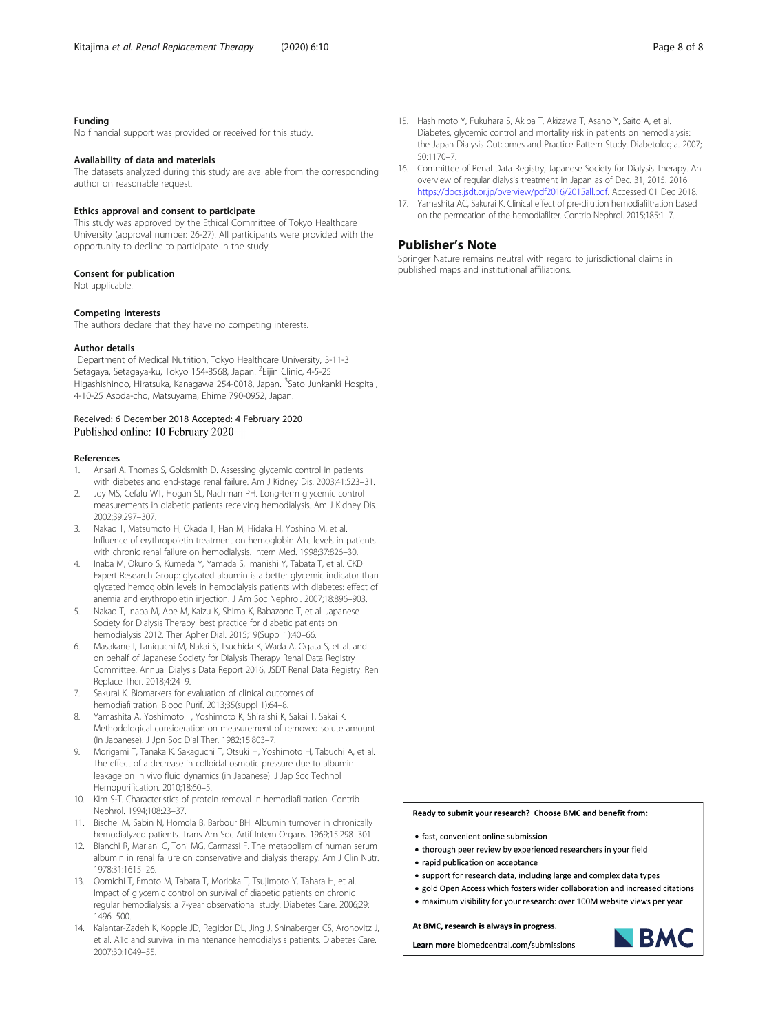### Funding

No financial support was provided or received for this study.

### Availability of data and materials

The datasets analyzed during this study are available from the corresponding author on reasonable request.

### Ethics approval and consent to participate

This study was approved by the Ethical Committee of Tokyo Healthcare University (approval number: 26-27). All participants were provided with the opportunity to decline to participate in the study.

### Consent for publication

Not applicable.

### Competing interests

The authors declare that they have no competing interests.

### Author details

[1]Department of Medical Nutrition, Tokyo Healthcare University, 3-11-3 Setagaya, Setagaya-ku, Tokyo 154-8568, Japan. [2]Eijin Clinic, 4-5-25 Higashishindo, Hiratsuka, Kanagawa 254-0018, Japan. [3]Sato Junkanki Hospital, 4-10-25 Asoda-cho, Matsuyama, Ehime 790-0952, Japan.

Received: 6 December 2018 Accepted: 4 February 2020
Published online: 10 February 2020

### References

1. Ansari A, Thomas S, Goldsmith D. Assessing glycemic control in patients with diabetes and end-stage renal failure. Am J Kidney Dis. 2003;41:523–31.
2. Joy MS, Cefalu WT, Hogan SL, Nachman PH. Long-term glycemic control measurements in diabetic patients receiving hemodialysis. Am J Kidney Dis. 2002;39:297–307.
3. Nakao T, Matsumoto H, Okada T, Han M, Hidaka H, Yoshino M, et al. Influence of erythropoietin treatment on hemoglobin A1c levels in patients with chronic renal failure on hemodialysis. Intern Med. 1998;37:826–30.
4. Inaba M, Okuno S, Kumeda Y, Yamada S, Imanishi Y, Tabata T, et al. CKD Expert Research Group: glycated albumin is a better glycemic indicator than glycated hemoglobin levels in hemodialysis patients with diabetes: effect of anemia and erythropoietin injection. J Am Soc Nephrol. 2007;18:896–903.
5. Nakao T, Inaba M, Abe M, Kaizu K, Shima K, Babazono T, et al. Japanese Society for Dialysis Therapy: best practice for diabetic patients on hemodialysis 2012. Ther Apher Dial. 2015;19(Suppl 1):40–66.
6. Masakane I, Taniguchi M, Nakai S, Tsuchida K, Wada A, Ogata S, et al. and on behalf of Japanese Society for Dialysis Therapy Renal Data Registry Committee. Annual Dialysis Data Report 2016, JSDT Renal Data Registry. Ren Replace Ther. 2018;4:24–9.
7. Sakurai K. Biomarkers for evaluation of clinical outcomes of hemodiafiltration. Blood Purif. 2013;35(suppl 1):64–8.
8. Yamashita A, Yoshimoto T, Yoshimoto K, Shiraishi K, Sakai T, Sakai K. Methodological consideration on measurement of removed solute amount (in Japanese). J Jpn Soc Dial Ther. 1982;15:803–7.
9. Morigami T, Tanaka K, Sakaguchi T, Otsuki H, Yoshimoto H, Tabuchi A, et al. The effect of a decrease in colloidal osmotic pressure due to albumin leakage on in vivo fluid dynamics (in Japanese). J Jap Soc Technol Hemopurification. 2010;18:60–5.
10. Kim S-T. Characteristics of protein removal in hemodiafiltration. Contrib Nephrol. 1994;108:23–37.
11. Bischel M, Sabin N, Homola B, Barbour BH. Albumin turnover in chronically hemodialyzed patients. Trans Am Soc Artif Intern Organs. 1969;15:298–301.
12. Bianchi R, Mariani G, Toni MG, Carmassi F. The metabolism of human serum albumin in renal failure on conservative and dialysis therapy. Am J Clin Nutr. 1978;31:1615–26.
13. Oomichi T, Emoto M, Tabata T, Morioka T, Tsujimoto Y, Tahara H, et al. Impact of glycemic control on survival of diabetic patients on chronic regular hemodialysis: a 7-year observational study. Diabetes Care. 2006;29:1496–500.
14. Kalantar-Zadeh K, Kopple JD, Regidor DL, Jing J, Shinaberger CS, Aronovitz J, et al. A1c and survival in maintenance hemodialysis patients. Diabetes Care. 2007;30:1049–55.
15. Hashimoto Y, Fukuhara S, Akiba T, Akizawa T, Asano Y, Saito A, et al. Diabetes, glycemic control and mortality risk in patients on hemodialysis: the Japan Dialysis Outcomes and Practice Pattern Study. Diabetologia. 2007;50:1170–7.
16. Committee of Renal Data Registry, Japanese Society for Dialysis Therapy. An overview of regular dialysis treatment in Japan as of Dec. 31, 2015. 2016. https://docs.jsdt.or.jp/overview/pdf2016/2015all.pdf. Accessed 01 Dec 2018.
17. Yamashita AC, Sakurai K. Clinical effect of pre-dilution hemodiafiltration based on the permeation of the hemodiafilter. Contrib Nephrol. 2015;185:1–7.

## Publisher's Note

Springer Nature remains neutral with regard to jurisdictional claims in published maps and institutional affiliations.

**Ready to submit your research? Choose BMC and benefit from:**

- fast, convenient online submission
- thorough peer review by experienced researchers in your field
- rapid publication on acceptance
- support for research data, including large and complex data types
- gold Open Access which fosters wider collaboration and increased citations
- maximum visibility for your research: over 100M website views per year

**At BMC, research is always in progress.**

**Learn more** biomedcentral.com/submissions

BMC